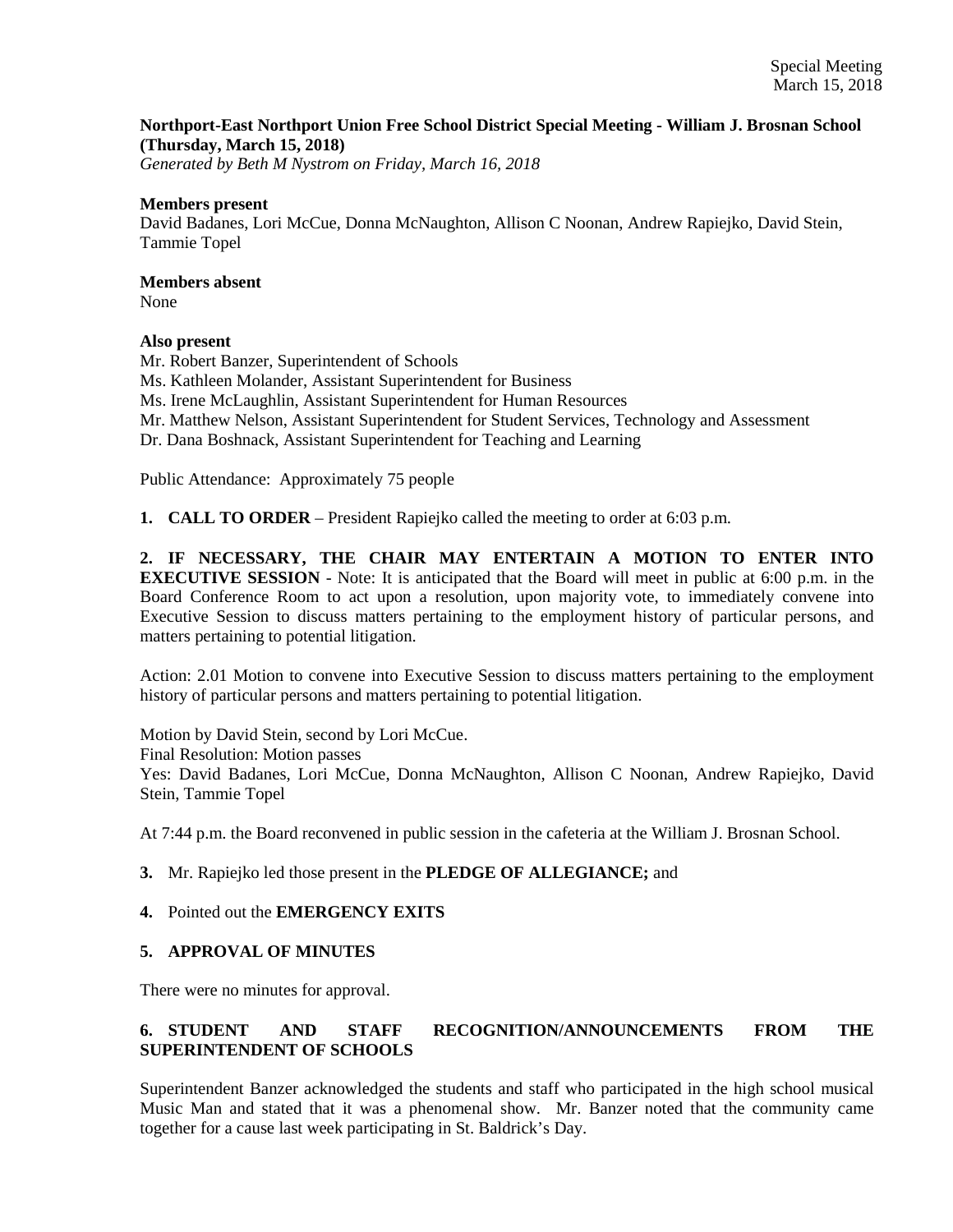**Northport-East Northport Union Free School District Special Meeting - William J. Brosnan School (Thursday, March 15, 2018)**
*Generated by Beth M Nystrom on Friday, March 16, 2018*

**Members present**
David Badanes, Lori McCue, Donna McNaughton, Allison C Noonan, Andrew Rapiejko, David Stein, Tammie Topel

**Members absent**
None

**Also present**
Mr. Robert Banzer, Superintendent of Schools
Ms. Kathleen Molander, Assistant Superintendent for Business
Ms. Irene McLaughlin, Assistant Superintendent for Human Resources
Mr. Matthew Nelson, Assistant Superintendent for Student Services, Technology and Assessment
Dr. Dana Boshnack, Assistant Superintendent for Teaching and Learning

Public Attendance: Approximately 75 people

**1. CALL TO ORDER** – President Rapiejko called the meeting to order at 6:03 p.m.

**2. IF NECESSARY, THE CHAIR MAY ENTERTAIN A MOTION TO ENTER INTO EXECUTIVE SESSION** - Note: It is anticipated that the Board will meet in public at 6:00 p.m. in the Board Conference Room to act upon a resolution, upon majority vote, to immediately convene into Executive Session to discuss matters pertaining to the employment history of particular persons, and matters pertaining to potential litigation.

Action: 2.01 Motion to convene into Executive Session to discuss matters pertaining to the employment history of particular persons and matters pertaining to potential litigation.

Motion by David Stein, second by Lori McCue.
Final Resolution: Motion passes
Yes: David Badanes, Lori McCue, Donna McNaughton, Allison C Noonan, Andrew Rapiejko, David Stein, Tammie Topel

At 7:44 p.m. the Board reconvened in public session in the cafeteria at the William J. Brosnan School.

**3.** Mr. Rapiejko led those present in the **PLEDGE OF ALLEGIANCE;** and

**4.** Pointed out the **EMERGENCY EXITS**

**5. APPROVAL OF MINUTES**

There were no minutes for approval.

**6. STUDENT AND STAFF RECOGNITION/ANNOUNCEMENTS FROM THE SUPERINTENDENT OF SCHOOLS**

Superintendent Banzer acknowledged the students and staff who participated in the high school musical Music Man and stated that it was a phenomenal show. Mr. Banzer noted that the community came together for a cause last week participating in St. Baldrick's Day.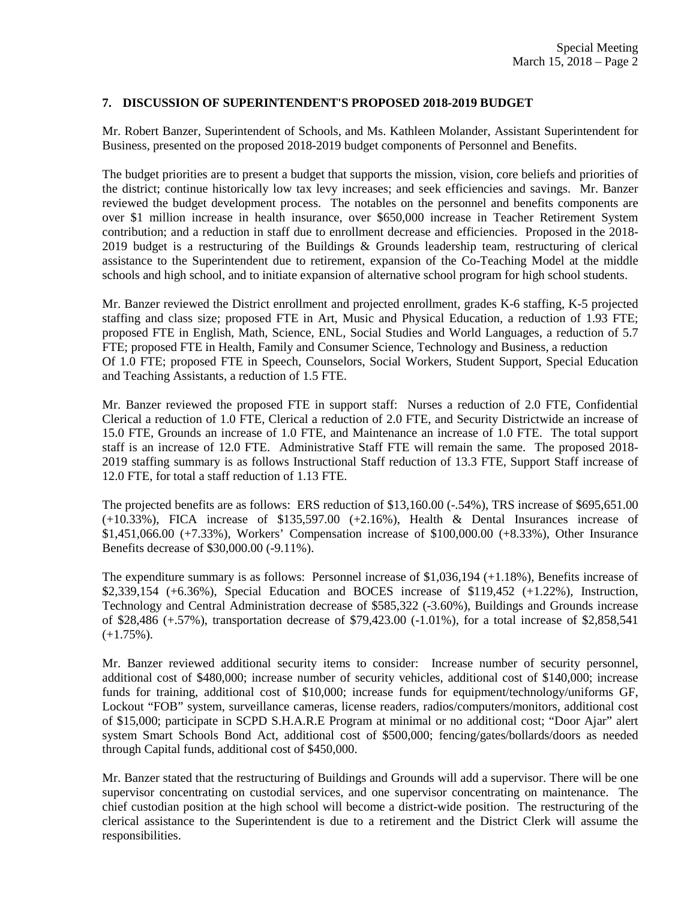## 7. DISCUSSION OF SUPERINTENDENT'S PROPOSED 2018-2019 BUDGET

Mr. Robert Banzer, Superintendent of Schools, and Ms. Kathleen Molander, Assistant Superintendent for Business, presented on the proposed 2018-2019 budget components of Personnel and Benefits.

The budget priorities are to present a budget that supports the mission, vision, core beliefs and priorities of the district; continue historically low tax levy increases; and seek efficiencies and savings. Mr. Banzer reviewed the budget development process. The notables on the personnel and benefits components are over $1 million increase in health insurance, over $650,000 increase in Teacher Retirement System contribution; and a reduction in staff due to enrollment decrease and efficiencies. Proposed in the 2018-2019 budget is a restructuring of the Buildings & Grounds leadership team, restructuring of clerical assistance to the Superintendent due to retirement, expansion of the Co-Teaching Model at the middle schools and high school, and to initiate expansion of alternative school program for high school students.

Mr. Banzer reviewed the District enrollment and projected enrollment, grades K-6 staffing, K-5 projected staffing and class size; proposed FTE in Art, Music and Physical Education, a reduction of 1.93 FTE; proposed FTE in English, Math, Science, ENL, Social Studies and World Languages, a reduction of 5.7 FTE; proposed FTE in Health, Family and Consumer Science, Technology and Business, a reduction Of 1.0 FTE; proposed FTE in Speech, Counselors, Social Workers, Student Support, Special Education and Teaching Assistants, a reduction of 1.5 FTE.

Mr. Banzer reviewed the proposed FTE in support staff: Nurses a reduction of 2.0 FTE, Confidential Clerical a reduction of 1.0 FTE, Clerical a reduction of 2.0 FTE, and Security Districtwide an increase of 15.0 FTE, Grounds an increase of 1.0 FTE, and Maintenance an increase of 1.0 FTE. The total support staff is an increase of 12.0 FTE. Administrative Staff FTE will remain the same. The proposed 2018-2019 staffing summary is as follows Instructional Staff reduction of 13.3 FTE, Support Staff increase of 12.0 FTE, for total a staff reduction of 1.13 FTE.

The projected benefits are as follows: ERS reduction of $13,160.00 (-.54%), TRS increase of $695,651.00 (+10.33%), FICA increase of $135,597.00 (+2.16%), Health & Dental Insurances increase of $1,451,066.00 (+7.33%), Workers' Compensation increase of $100,000.00 (+8.33%), Other Insurance Benefits decrease of $30,000.00 (-9.11%).

The expenditure summary is as follows: Personnel increase of $1,036,194 (+1.18%), Benefits increase of $2,339,154 (+6.36%), Special Education and BOCES increase of $119,452 (+1.22%), Instruction, Technology and Central Administration decrease of $585,322 (-3.60%), Buildings and Grounds increase of $28,486 (+.57%), transportation decrease of $79,423.00 (-1.01%), for a total increase of $2,858,541 (+1.75%).

Mr. Banzer reviewed additional security items to consider: Increase number of security personnel, additional cost of $480,000; increase number of security vehicles, additional cost of $140,000; increase funds for training, additional cost of $10,000; increase funds for equipment/technology/uniforms GF, Lockout "FOB" system, surveillance cameras, license readers, radios/computers/monitors, additional cost of $15,000; participate in SCPD S.H.A.R.E Program at minimal or no additional cost; "Door Ajar" alert system Smart Schools Bond Act, additional cost of $500,000; fencing/gates/bollards/doors as needed through Capital funds, additional cost of $450,000.

Mr. Banzer stated that the restructuring of Buildings and Grounds will add a supervisor. There will be one supervisor concentrating on custodial services, and one supervisor concentrating on maintenance. The chief custodian position at the high school will become a district-wide position. The restructuring of the clerical assistance to the Superintendent is due to a retirement and the District Clerk will assume the responsibilities.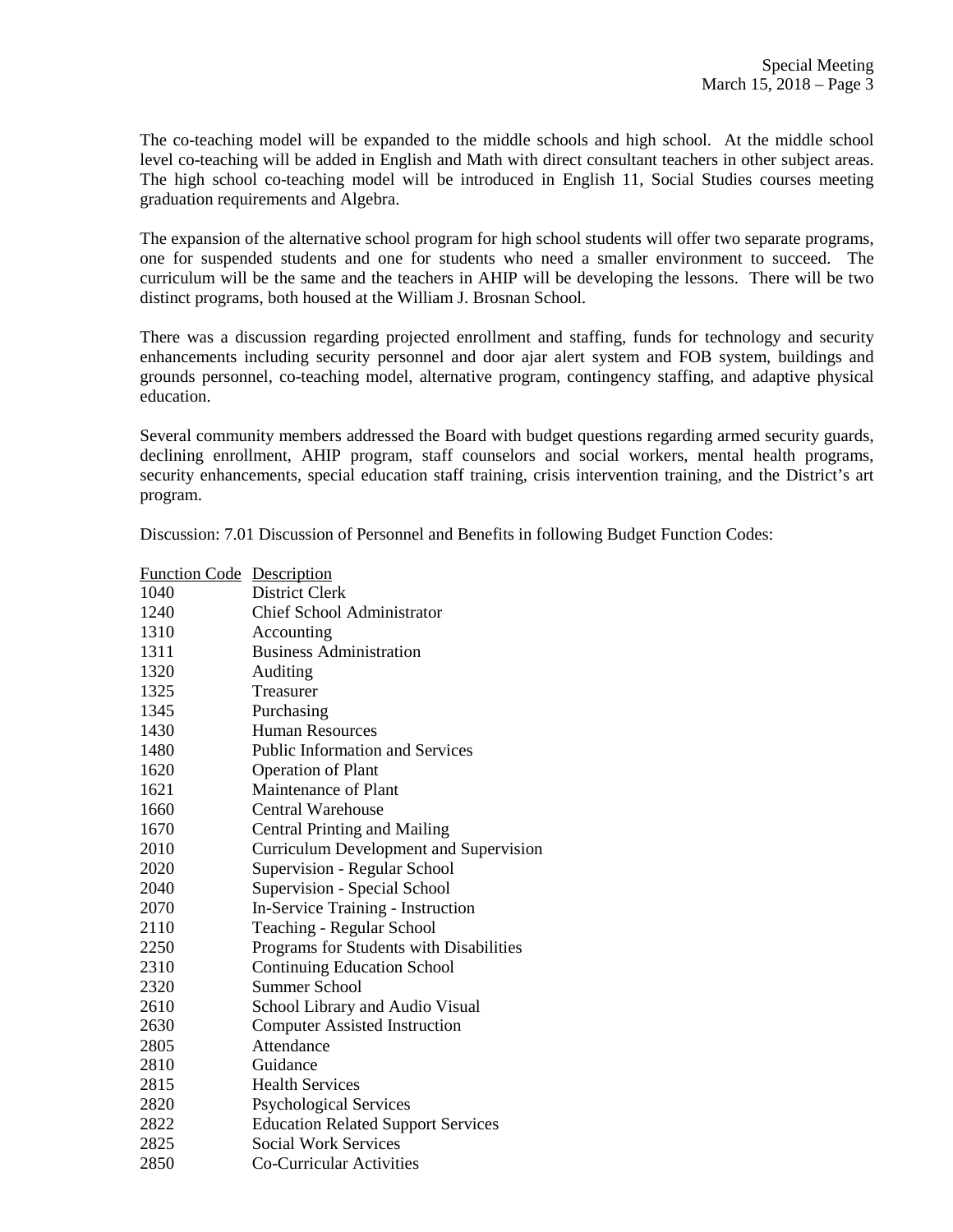The co-teaching model will be expanded to the middle schools and high school. At the middle school level co-teaching will be added in English and Math with direct consultant teachers in other subject areas. The high school co-teaching model will be introduced in English 11, Social Studies courses meeting graduation requirements and Algebra.

The expansion of the alternative school program for high school students will offer two separate programs, one for suspended students and one for students who need a smaller environment to succeed. The curriculum will be the same and the teachers in AHIP will be developing the lessons. There will be two distinct programs, both housed at the William J. Brosnan School.

There was a discussion regarding projected enrollment and staffing, funds for technology and security enhancements including security personnel and door ajar alert system and FOB system, buildings and grounds personnel, co-teaching model, alternative program, contingency staffing, and adaptive physical education.

Several community members addressed the Board with budget questions regarding armed security guards, declining enrollment, AHIP program, staff counselors and social workers, mental health programs, security enhancements, special education staff training, crisis intervention training, and the District's art program.

Discussion: 7.01 Discussion of Personnel and Benefits in following Budget Function Codes:

| Function Code | Description |
|---|---|
| 1040 | District Clerk |
| 1240 | Chief School Administrator |
| 1310 | Accounting |
| 1311 | Business Administration |
| 1320 | Auditing |
| 1325 | Treasurer |
| 1345 | Purchasing |
| 1430 | Human Resources |
| 1480 | Public Information and Services |
| 1620 | Operation of Plant |
| 1621 | Maintenance of Plant |
| 1660 | Central Warehouse |
| 1670 | Central Printing and Mailing |
| 2010 | Curriculum Development and Supervision |
| 2020 | Supervision - Regular School |
| 2040 | Supervision - Special School |
| 2070 | In-Service Training - Instruction |
| 2110 | Teaching - Regular School |
| 2250 | Programs for Students with Disabilities |
| 2310 | Continuing Education School |
| 2320 | Summer School |
| 2610 | School Library and Audio Visual |
| 2630 | Computer Assisted Instruction |
| 2805 | Attendance |
| 2810 | Guidance |
| 2815 | Health Services |
| 2820 | Psychological Services |
| 2822 | Education Related Support Services |
| 2825 | Social Work Services |
| 2850 | Co-Curricular Activities |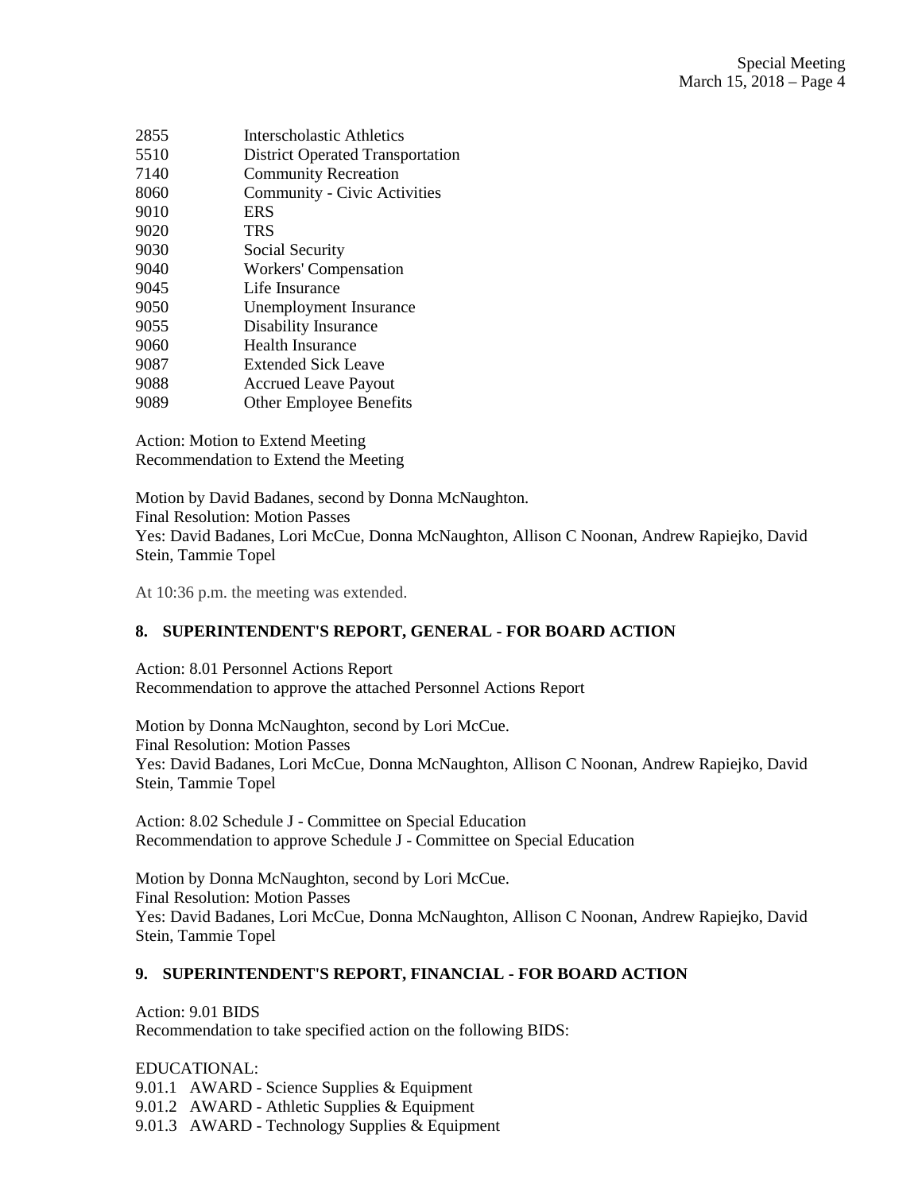| | |
|---|---|
| 2855 | Interscholastic Athletics |
| 5510 | District Operated Transportation |
| 7140 | Community Recreation |
| 8060 | Community - Civic Activities |
| 9010 | ERS |
| 9020 | TRS |
| 9030 | Social Security |
| 9040 | Workers' Compensation |
| 9045 | Life Insurance |
| 9050 | Unemployment Insurance |
| 9055 | Disability Insurance |
| 9060 | Health Insurance |
| 9087 | Extended Sick Leave |
| 9088 | Accrued Leave Payout |
| 9089 | Other Employee Benefits |

Action: Motion to Extend Meeting
Recommendation to Extend the Meeting

Motion by David Badanes, second by Donna McNaughton.
Final Resolution: Motion Passes
Yes: David Badanes, Lori McCue, Donna McNaughton, Allison C Noonan, Andrew Rapiejko, David Stein, Tammie Topel

At 10:36 p.m. the meeting was extended.

## 8. SUPERINTENDENT'S REPORT, GENERAL - FOR BOARD ACTION

Action: 8.01 Personnel Actions Report
Recommendation to approve the attached Personnel Actions Report

Motion by Donna McNaughton, second by Lori McCue.
Final Resolution: Motion Passes
Yes: David Badanes, Lori McCue, Donna McNaughton, Allison C Noonan, Andrew Rapiejko, David Stein, Tammie Topel

Action: 8.02 Schedule J - Committee on Special Education
Recommendation to approve Schedule J - Committee on Special Education

Motion by Donna McNaughton, second by Lori McCue.
Final Resolution: Motion Passes
Yes: David Badanes, Lori McCue, Donna McNaughton, Allison C Noonan, Andrew Rapiejko, David Stein, Tammie Topel

## 9. SUPERINTENDENT'S REPORT, FINANCIAL - FOR BOARD ACTION

Action: 9.01 BIDS
Recommendation to take specified action on the following BIDS:

EDUCATIONAL:
9.01.1 AWARD - Science Supplies & Equipment
9.01.2 AWARD - Athletic Supplies & Equipment
9.01.3 AWARD - Technology Supplies & Equipment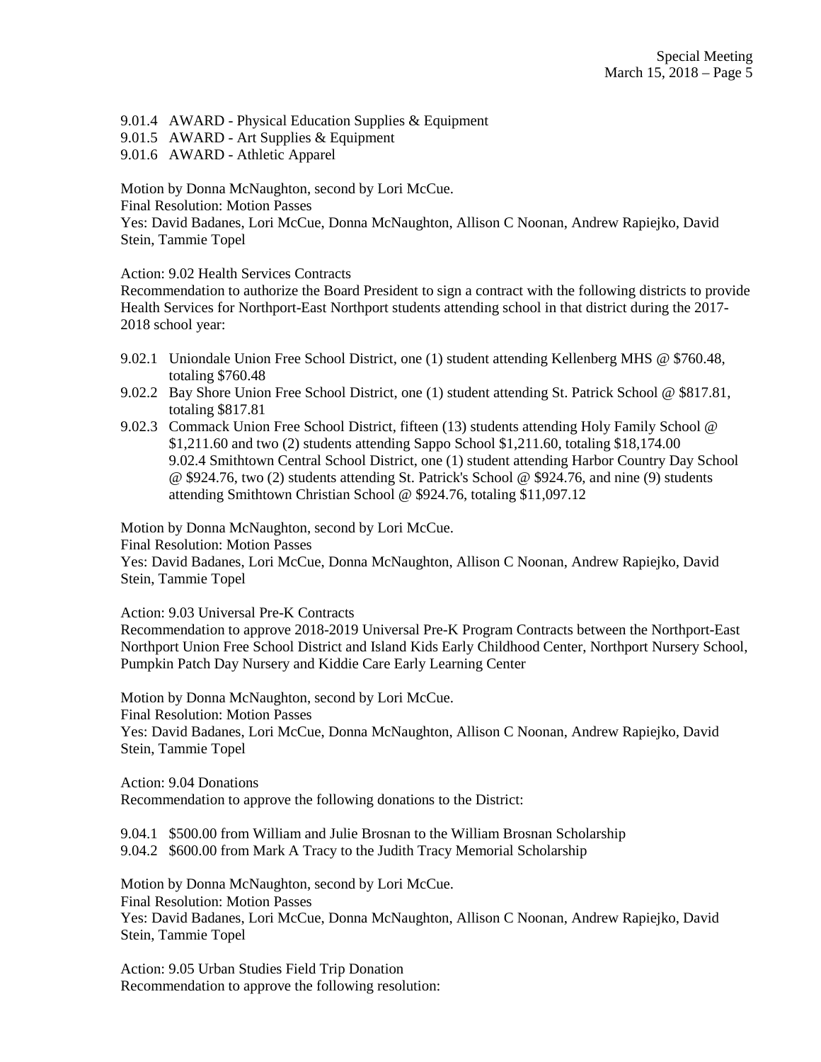9.01.4 AWARD - Physical Education Supplies & Equipment
9.01.5 AWARD - Art Supplies & Equipment
9.01.6 AWARD - Athletic Apparel

Motion by Donna McNaughton, second by Lori McCue.
Final Resolution: Motion Passes
Yes: David Badanes, Lori McCue, Donna McNaughton, Allison C Noonan, Andrew Rapiejko, David Stein, Tammie Topel

Action: 9.02 Health Services Contracts
Recommendation to authorize the Board President to sign a contract with the following districts to provide Health Services for Northport-East Northport students attending school in that district during the 2017-2018 school year:

- 9.02.1 Uniondale Union Free School District, one (1) student attending Kellenberg MHS @ $760.48, totaling $760.48
- 9.02.2 Bay Shore Union Free School District, one (1) student attending St. Patrick School @ $817.81, totaling $817.81
- 9.02.3 Commack Union Free School District, fifteen (13) students attending Holy Family School @ $1,211.60 and two (2) students attending Sappo School $1,211.60, totaling $18,174.00
  9.02.4 Smithtown Central School District, one (1) student attending Harbor Country Day School @ $924.76, two (2) students attending St. Patrick's School @ $924.76, and nine (9) students attending Smithtown Christian School @ $924.76, totaling $11,097.12

Motion by Donna McNaughton, second by Lori McCue.
Final Resolution: Motion Passes
Yes: David Badanes, Lori McCue, Donna McNaughton, Allison C Noonan, Andrew Rapiejko, David Stein, Tammie Topel

Action: 9.03 Universal Pre-K Contracts
Recommendation to approve 2018-2019 Universal Pre-K Program Contracts between the Northport-East Northport Union Free School District and Island Kids Early Childhood Center, Northport Nursery School, Pumpkin Patch Day Nursery and Kiddie Care Early Learning Center

Motion by Donna McNaughton, second by Lori McCue.
Final Resolution: Motion Passes
Yes: David Badanes, Lori McCue, Donna McNaughton, Allison C Noonan, Andrew Rapiejko, David Stein, Tammie Topel

Action: 9.04 Donations
Recommendation to approve the following donations to the District:

9.04.1 $500.00 from William and Julie Brosnan to the William Brosnan Scholarship
9.04.2 $600.00 from Mark A Tracy to the Judith Tracy Memorial Scholarship

Motion by Donna McNaughton, second by Lori McCue.
Final Resolution: Motion Passes
Yes: David Badanes, Lori McCue, Donna McNaughton, Allison C Noonan, Andrew Rapiejko, David Stein, Tammie Topel

Action: 9.05 Urban Studies Field Trip Donation
Recommendation to approve the following resolution: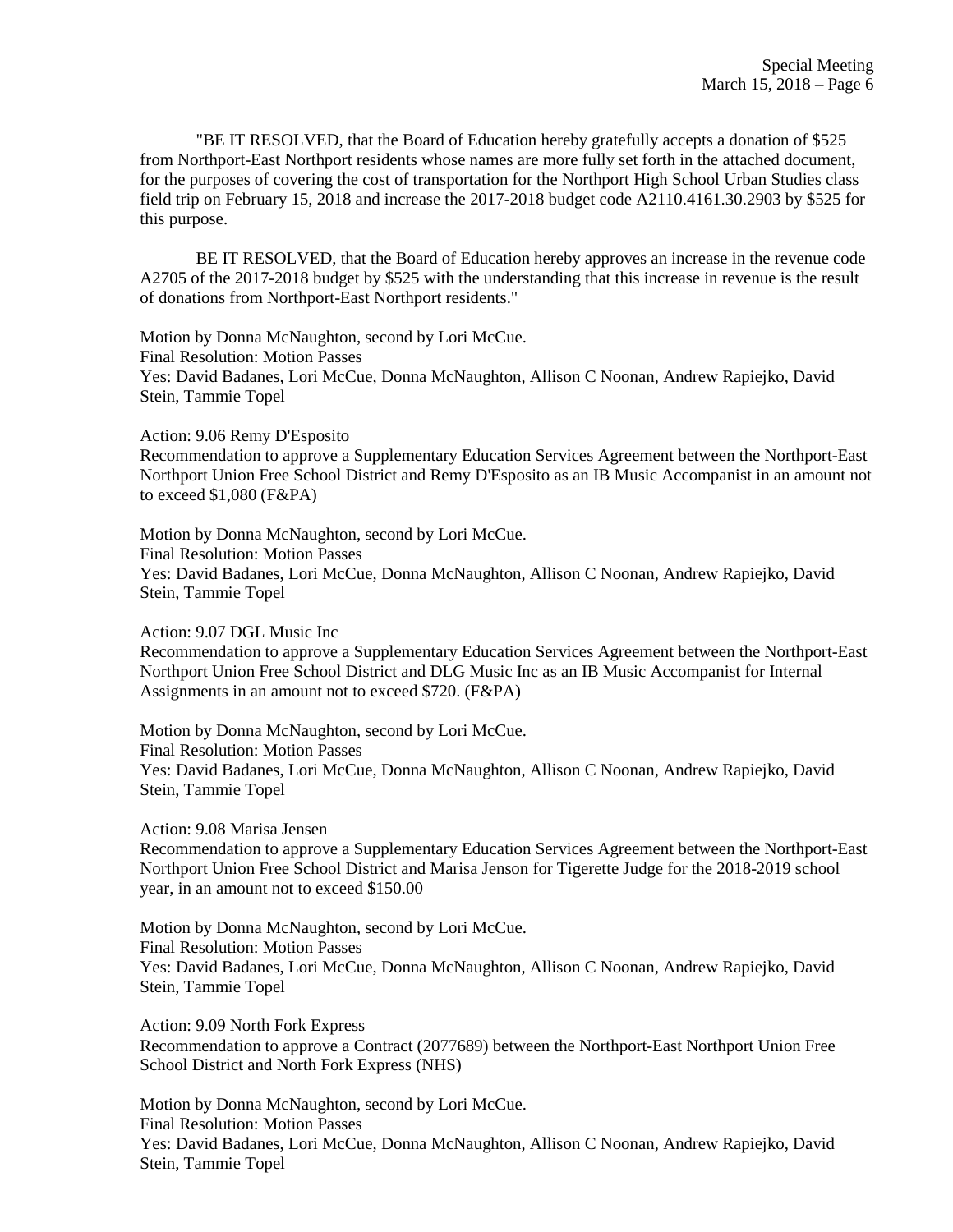"BE IT RESOLVED, that the Board of Education hereby gratefully accepts a donation of $525 from Northport-East Northport residents whose names are more fully set forth in the attached document, for the purposes of covering the cost of transportation for the Northport High School Urban Studies class field trip on February 15, 2018 and increase the 2017-2018 budget code A2110.4161.30.2903 by $525 for this purpose.

BE IT RESOLVED, that the Board of Education hereby approves an increase in the revenue code A2705 of the 2017-2018 budget by $525 with the understanding that this increase in revenue is the result of donations from Northport-East Northport residents."

Motion by Donna McNaughton, second by Lori McCue.
Final Resolution: Motion Passes
Yes: David Badanes, Lori McCue, Donna McNaughton, Allison C Noonan, Andrew Rapiejko, David Stein, Tammie Topel

Action: 9.06 Remy D'Esposito
Recommendation to approve a Supplementary Education Services Agreement between the Northport-East Northport Union Free School District and Remy D'Esposito as an IB Music Accompanist in an amount not to exceed $1,080 (F&PA)

Motion by Donna McNaughton, second by Lori McCue.
Final Resolution: Motion Passes
Yes: David Badanes, Lori McCue, Donna McNaughton, Allison C Noonan, Andrew Rapiejko, David Stein, Tammie Topel

Action: 9.07 DGL Music Inc
Recommendation to approve a Supplementary Education Services Agreement between the Northport-East Northport Union Free School District and DLG Music Inc as an IB Music Accompanist for Internal Assignments in an amount not to exceed $720. (F&PA)

Motion by Donna McNaughton, second by Lori McCue.
Final Resolution: Motion Passes
Yes: David Badanes, Lori McCue, Donna McNaughton, Allison C Noonan, Andrew Rapiejko, David Stein, Tammie Topel

Action: 9.08 Marisa Jensen
Recommendation to approve a Supplementary Education Services Agreement between the Northport-East Northport Union Free School District and Marisa Jenson for Tigerette Judge for the 2018-2019 school year, in an amount not to exceed $150.00

Motion by Donna McNaughton, second by Lori McCue.
Final Resolution: Motion Passes
Yes: David Badanes, Lori McCue, Donna McNaughton, Allison C Noonan, Andrew Rapiejko, David Stein, Tammie Topel

Action: 9.09 North Fork Express
Recommendation to approve a Contract (2077689) between the Northport-East Northport Union Free School District and North Fork Express (NHS)

Motion by Donna McNaughton, second by Lori McCue.
Final Resolution: Motion Passes
Yes: David Badanes, Lori McCue, Donna McNaughton, Allison C Noonan, Andrew Rapiejko, David Stein, Tammie Topel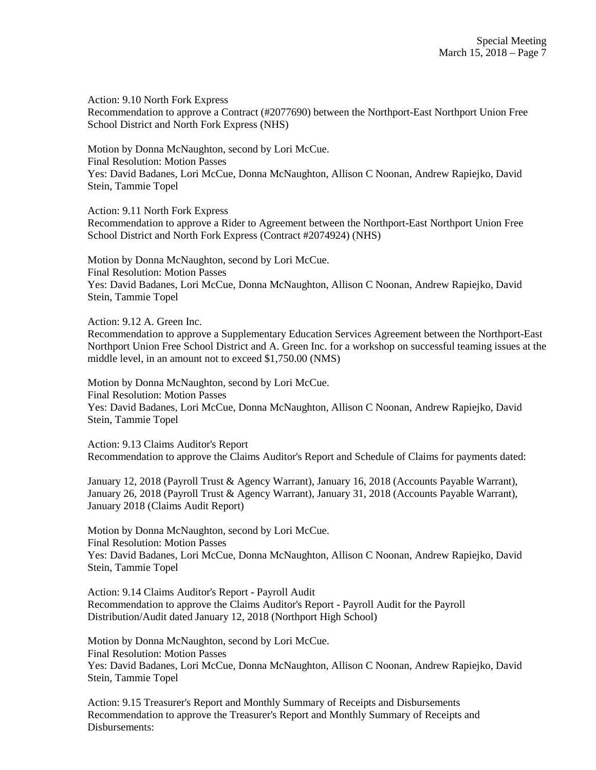Action: 9.10 North Fork Express
Recommendation to approve a Contract (#2077690) between the Northport-East Northport Union Free School District and North Fork Express (NHS)

Motion by Donna McNaughton, second by Lori McCue.
Final Resolution: Motion Passes
Yes: David Badanes, Lori McCue, Donna McNaughton, Allison C Noonan, Andrew Rapiejko, David Stein, Tammie Topel

Action: 9.11 North Fork Express
Recommendation to approve a Rider to Agreement between the Northport-East Northport Union Free School District and North Fork Express (Contract #2074924) (NHS)

Motion by Donna McNaughton, second by Lori McCue.
Final Resolution: Motion Passes
Yes: David Badanes, Lori McCue, Donna McNaughton, Allison C Noonan, Andrew Rapiejko, David Stein, Tammie Topel

Action: 9.12 A. Green Inc.
Recommendation to approve a Supplementary Education Services Agreement between the Northport-East Northport Union Free School District and A. Green Inc. for a workshop on successful teaming issues at the middle level, in an amount not to exceed $1,750.00 (NMS)

Motion by Donna McNaughton, second by Lori McCue.
Final Resolution: Motion Passes
Yes: David Badanes, Lori McCue, Donna McNaughton, Allison C Noonan, Andrew Rapiejko, David Stein, Tammie Topel

Action: 9.13 Claims Auditor's Report
Recommendation to approve the Claims Auditor's Report and Schedule of Claims for payments dated:

January 12, 2018 (Payroll Trust & Agency Warrant), January 16, 2018 (Accounts Payable Warrant), January 26, 2018 (Payroll Trust & Agency Warrant), January 31, 2018 (Accounts Payable Warrant), January 2018 (Claims Audit Report)

Motion by Donna McNaughton, second by Lori McCue.
Final Resolution: Motion Passes
Yes: David Badanes, Lori McCue, Donna McNaughton, Allison C Noonan, Andrew Rapiejko, David Stein, Tammie Topel

Action: 9.14 Claims Auditor's Report - Payroll Audit
Recommendation to approve the Claims Auditor's Report - Payroll Audit for the Payroll Distribution/Audit dated January 12, 2018 (Northport High School)

Motion by Donna McNaughton, second by Lori McCue.
Final Resolution: Motion Passes
Yes: David Badanes, Lori McCue, Donna McNaughton, Allison C Noonan, Andrew Rapiejko, David Stein, Tammie Topel

Action: 9.15 Treasurer's Report and Monthly Summary of Receipts and Disbursements
Recommendation to approve the Treasurer's Report and Monthly Summary of Receipts and Disbursements: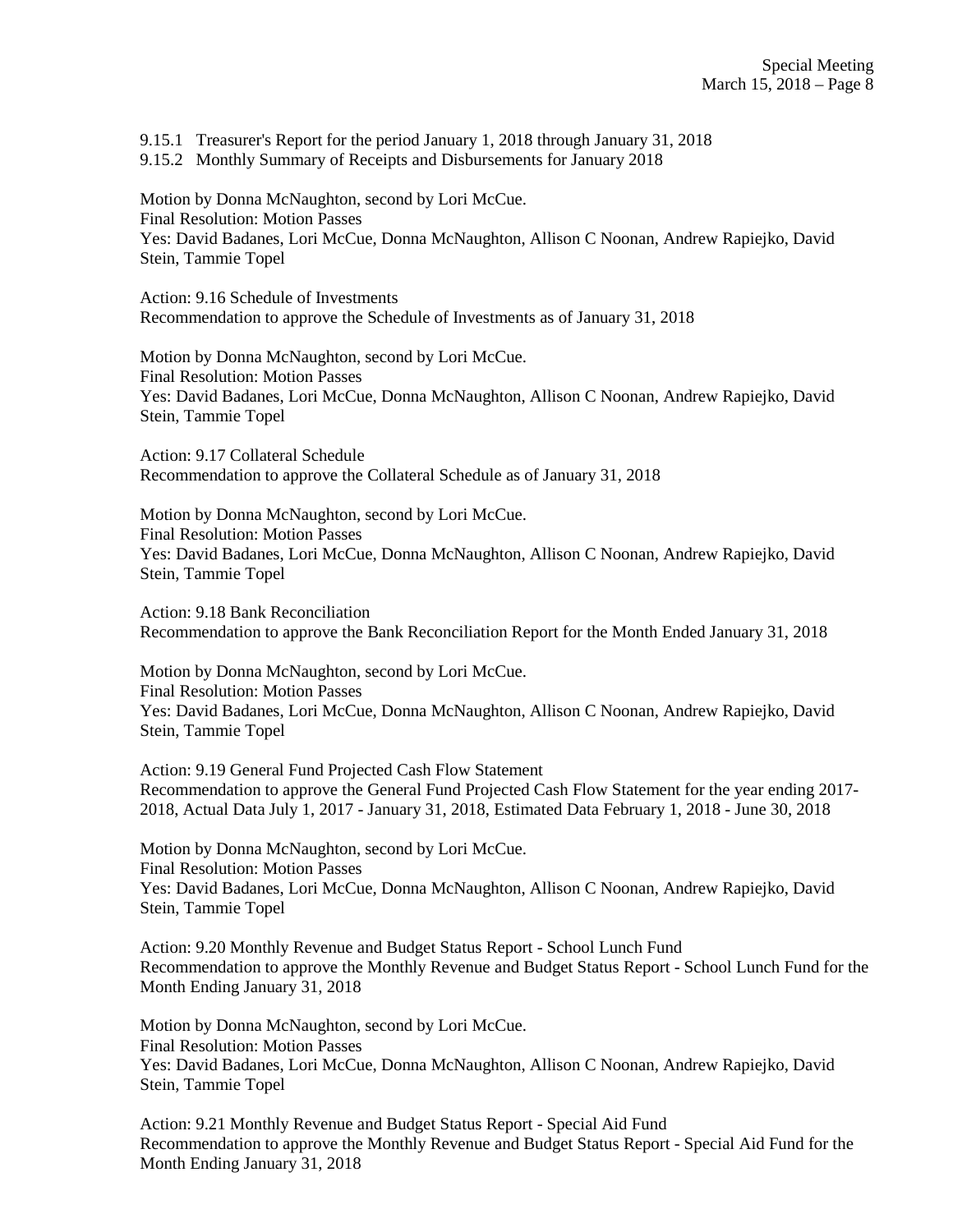9.15.1 Treasurer's Report for the period January 1, 2018 through January 31, 2018
9.15.2 Monthly Summary of Receipts and Disbursements for January 2018

Motion by Donna McNaughton, second by Lori McCue.
Final Resolution: Motion Passes
Yes: David Badanes, Lori McCue, Donna McNaughton, Allison C Noonan, Andrew Rapiejko, David Stein, Tammie Topel

Action: 9.16 Schedule of Investments
Recommendation to approve the Schedule of Investments as of January 31, 2018

Motion by Donna McNaughton, second by Lori McCue.
Final Resolution: Motion Passes
Yes: David Badanes, Lori McCue, Donna McNaughton, Allison C Noonan, Andrew Rapiejko, David Stein, Tammie Topel

Action: 9.17 Collateral Schedule
Recommendation to approve the Collateral Schedule as of January 31, 2018

Motion by Donna McNaughton, second by Lori McCue.
Final Resolution: Motion Passes
Yes: David Badanes, Lori McCue, Donna McNaughton, Allison C Noonan, Andrew Rapiejko, David Stein, Tammie Topel

Action: 9.18 Bank Reconciliation
Recommendation to approve the Bank Reconciliation Report for the Month Ended January 31, 2018

Motion by Donna McNaughton, second by Lori McCue.
Final Resolution: Motion Passes
Yes: David Badanes, Lori McCue, Donna McNaughton, Allison C Noonan, Andrew Rapiejko, David Stein, Tammie Topel

Action: 9.19 General Fund Projected Cash Flow Statement
Recommendation to approve the General Fund Projected Cash Flow Statement for the year ending 2017-2018, Actual Data July 1, 2017 - January 31, 2018, Estimated Data February 1, 2018 - June 30, 2018

Motion by Donna McNaughton, second by Lori McCue.
Final Resolution: Motion Passes
Yes: David Badanes, Lori McCue, Donna McNaughton, Allison C Noonan, Andrew Rapiejko, David Stein, Tammie Topel

Action: 9.20 Monthly Revenue and Budget Status Report - School Lunch Fund
Recommendation to approve the Monthly Revenue and Budget Status Report - School Lunch Fund for the Month Ending January 31, 2018

Motion by Donna McNaughton, second by Lori McCue.
Final Resolution: Motion Passes
Yes: David Badanes, Lori McCue, Donna McNaughton, Allison C Noonan, Andrew Rapiejko, David Stein, Tammie Topel

Action: 9.21 Monthly Revenue and Budget Status Report - Special Aid Fund
Recommendation to approve the Monthly Revenue and Budget Status Report - Special Aid Fund for the Month Ending January 31, 2018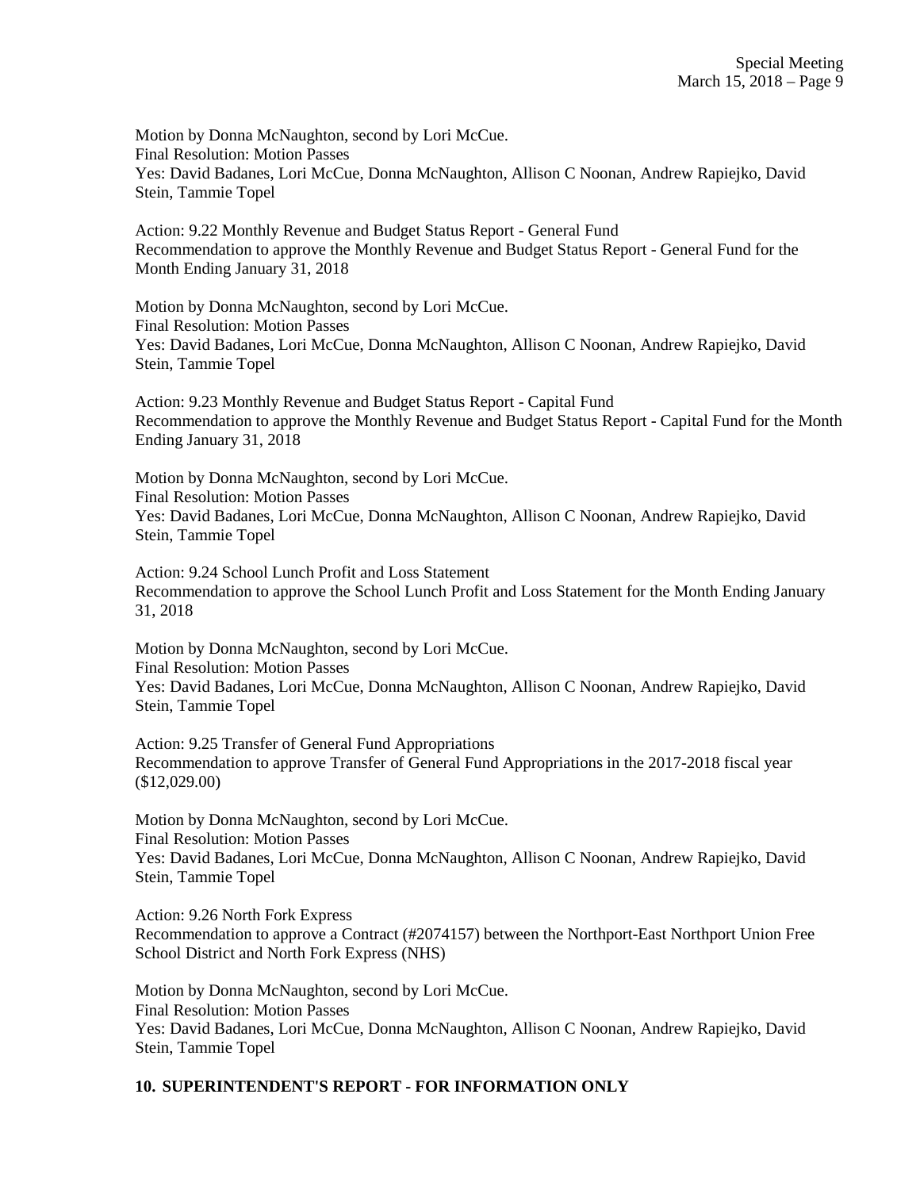Motion by Donna McNaughton, second by Lori McCue.
Final Resolution: Motion Passes
Yes: David Badanes, Lori McCue, Donna McNaughton, Allison C Noonan, Andrew Rapiejko, David Stein, Tammie Topel

Action: 9.22 Monthly Revenue and Budget Status Report - General Fund
Recommendation to approve the Monthly Revenue and Budget Status Report - General Fund for the Month Ending January 31, 2018

Motion by Donna McNaughton, second by Lori McCue.
Final Resolution: Motion Passes
Yes: David Badanes, Lori McCue, Donna McNaughton, Allison C Noonan, Andrew Rapiejko, David Stein, Tammie Topel

Action: 9.23 Monthly Revenue and Budget Status Report - Capital Fund
Recommendation to approve the Monthly Revenue and Budget Status Report - Capital Fund for the Month Ending January 31, 2018

Motion by Donna McNaughton, second by Lori McCue.
Final Resolution: Motion Passes
Yes: David Badanes, Lori McCue, Donna McNaughton, Allison C Noonan, Andrew Rapiejko, David Stein, Tammie Topel

Action: 9.24 School Lunch Profit and Loss Statement
Recommendation to approve the School Lunch Profit and Loss Statement for the Month Ending January 31, 2018

Motion by Donna McNaughton, second by Lori McCue.
Final Resolution: Motion Passes
Yes: David Badanes, Lori McCue, Donna McNaughton, Allison C Noonan, Andrew Rapiejko, David Stein, Tammie Topel

Action: 9.25 Transfer of General Fund Appropriations
Recommendation to approve Transfer of General Fund Appropriations in the 2017-2018 fiscal year ($12,029.00)

Motion by Donna McNaughton, second by Lori McCue.
Final Resolution: Motion Passes
Yes: David Badanes, Lori McCue, Donna McNaughton, Allison C Noonan, Andrew Rapiejko, David Stein, Tammie Topel

Action: 9.26 North Fork Express
Recommendation to approve a Contract (#2074157) between the Northport-East Northport Union Free School District and North Fork Express (NHS)

Motion by Donna McNaughton, second by Lori McCue.
Final Resolution: Motion Passes
Yes: David Badanes, Lori McCue, Donna McNaughton, Allison C Noonan, Andrew Rapiejko, David Stein, Tammie Topel

## 10. SUPERINTENDENT'S REPORT - FOR INFORMATION ONLY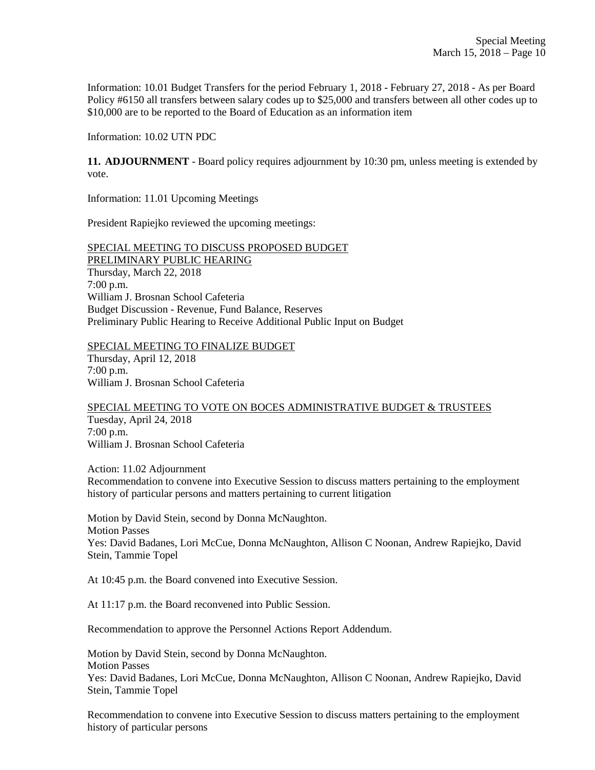Information: 10.01 Budget Transfers for the period February 1, 2018 - February 27, 2018 - As per Board Policy #6150 all transfers between salary codes up to $25,000 and transfers between all other codes up to $10,000 are to be reported to the Board of Education as an information item

Information: 10.02 UTN PDC

**11. ADJOURNMENT** - Board policy requires adjournment by 10:30 pm, unless meeting is extended by vote.

Information: 11.01 Upcoming Meetings

President Rapiejko reviewed the upcoming meetings:

SPECIAL MEETING TO DISCUSS PROPOSED BUDGET
PRELIMINARY PUBLIC HEARING
Thursday, March 22, 2018
7:00 p.m.
William J. Brosnan School Cafeteria
Budget Discussion - Revenue, Fund Balance, Reserves
Preliminary Public Hearing to Receive Additional Public Input on Budget

SPECIAL MEETING TO FINALIZE BUDGET
Thursday, April 12, 2018
7:00 p.m.
William J. Brosnan School Cafeteria

SPECIAL MEETING TO VOTE ON BOCES ADMINISTRATIVE BUDGET & TRUSTEES
Tuesday, April 24, 2018
7:00 p.m.
William J. Brosnan School Cafeteria

Action: 11.02 Adjournment
Recommendation to convene into Executive Session to discuss matters pertaining to the employment history of particular persons and matters pertaining to current litigation

Motion by David Stein, second by Donna McNaughton.
Motion Passes
Yes: David Badanes, Lori McCue, Donna McNaughton, Allison C Noonan, Andrew Rapiejko, David Stein, Tammie Topel

At 10:45 p.m. the Board convened into Executive Session.

At 11:17 p.m. the Board reconvened into Public Session.

Recommendation to approve the Personnel Actions Report Addendum.

Motion by David Stein, second by Donna McNaughton.
Motion Passes
Yes: David Badanes, Lori McCue, Donna McNaughton, Allison C Noonan, Andrew Rapiejko, David Stein, Tammie Topel

Recommendation to convene into Executive Session to discuss matters pertaining to the employment history of particular persons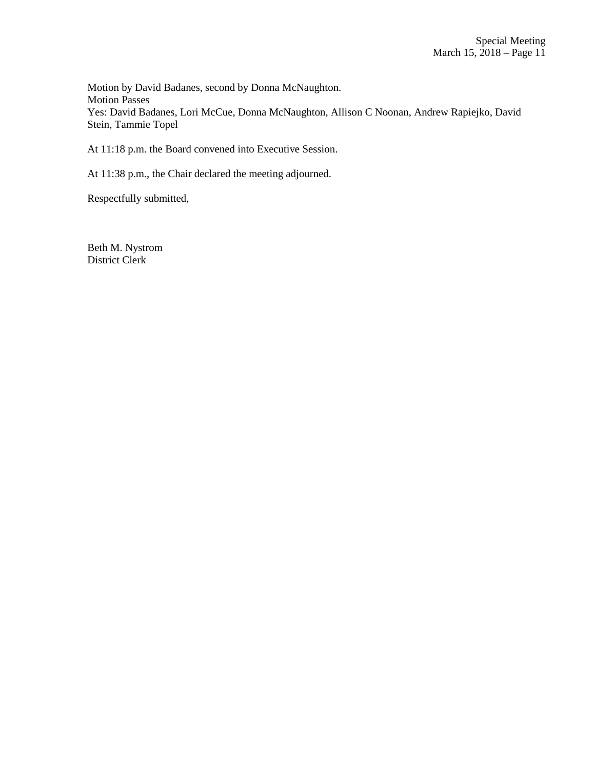Motion by David Badanes, second by Donna McNaughton.
Motion Passes
Yes: David Badanes, Lori McCue, Donna McNaughton, Allison C Noonan, Andrew Rapiejko, David Stein, Tammie Topel

At 11:18 p.m. the Board convened into Executive Session.

At 11:38 p.m., the Chair declared the meeting adjourned.

Respectfully submitted,

Beth M. Nystrom
District Clerk